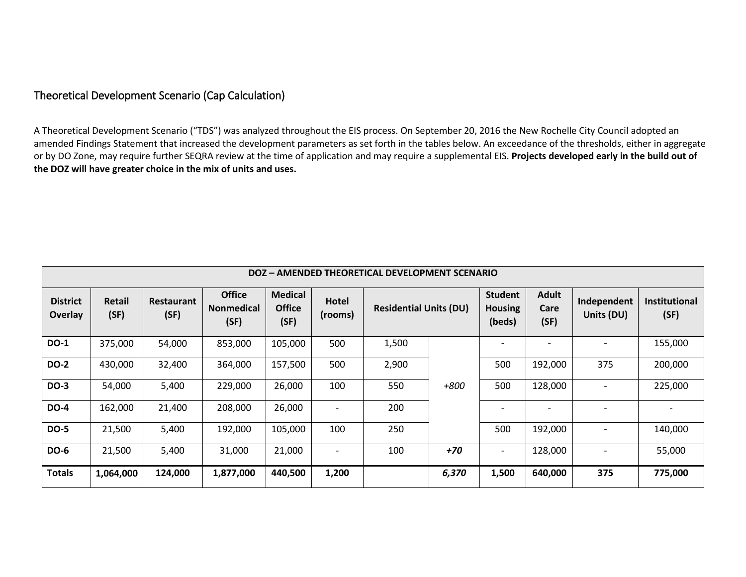## Theoretical Development Scenario (Cap Calculation)

A Theoretical Development Scenario ("TDS") was analyzed throughout the EIS process. On September 20, 2016 the New Rochelle City Council adopted an amended Findings Statement that increased the development parameters as set forth in the tables below. An exceedance of the thresholds, either in aggregate or by DO Zone, may require further SEQRA review at the time of application and may require a supplemental EIS. **Projects developed early in the build out of the DOZ will have greater choice in the mix of units and uses.**

| DOZ – AMENDED THEORETICAL DEVELOPMENT SCENARIO | | | | | | | | | | | |
|---|---|---|---|---|---|---|---|---|---|---|---|
| **District Overlay** | **Retail (SF)** | **Restaurant (SF)** | **Office Nonmedical (SF)** | **Medical Office (SF)** | **Hotel (rooms)** | **Residential Units (DU)** | | **Student Housing (beds)** | **Adult Care (SF)** | **Independent Units (DU)** | **Institutional (SF)** |
| **DO-1** | 375,000 | 54,000 | 853,000 | 105,000 | 500 | 1,500 | | - | - | - | 155,000 |
| **DO-2** | 430,000 | 32,400 | 364,000 | 157,500 | 500 | 2,900 | | 500 | 192,000 | 375 | 200,000 |
| **DO-3** | 54,000 | 5,400 | 229,000 | 26,000 | 100 | 550 | *+800* | 500 | 128,000 | - | 225,000 |
| **DO-4** | 162,000 | 21,400 | 208,000 | 26,000 | - | 200 | | - | - | - | - |
| **DO-5** | 21,500 | 5,400 | 192,000 | 105,000 | 100 | 250 | | 500 | 192,000 | - | 140,000 |
| **DO-6** | 21,500 | 5,400 | 31,000 | 21,000 | - | 100 | ***+70*** | - | 128,000 | - | 55,000 |
| **Totals** | **1,064,000** | **124,000** | **1,877,000** | **440,500** | **1,200** | | ***6,370*** | **1,500** | **640,000** | **375** | **775,000** |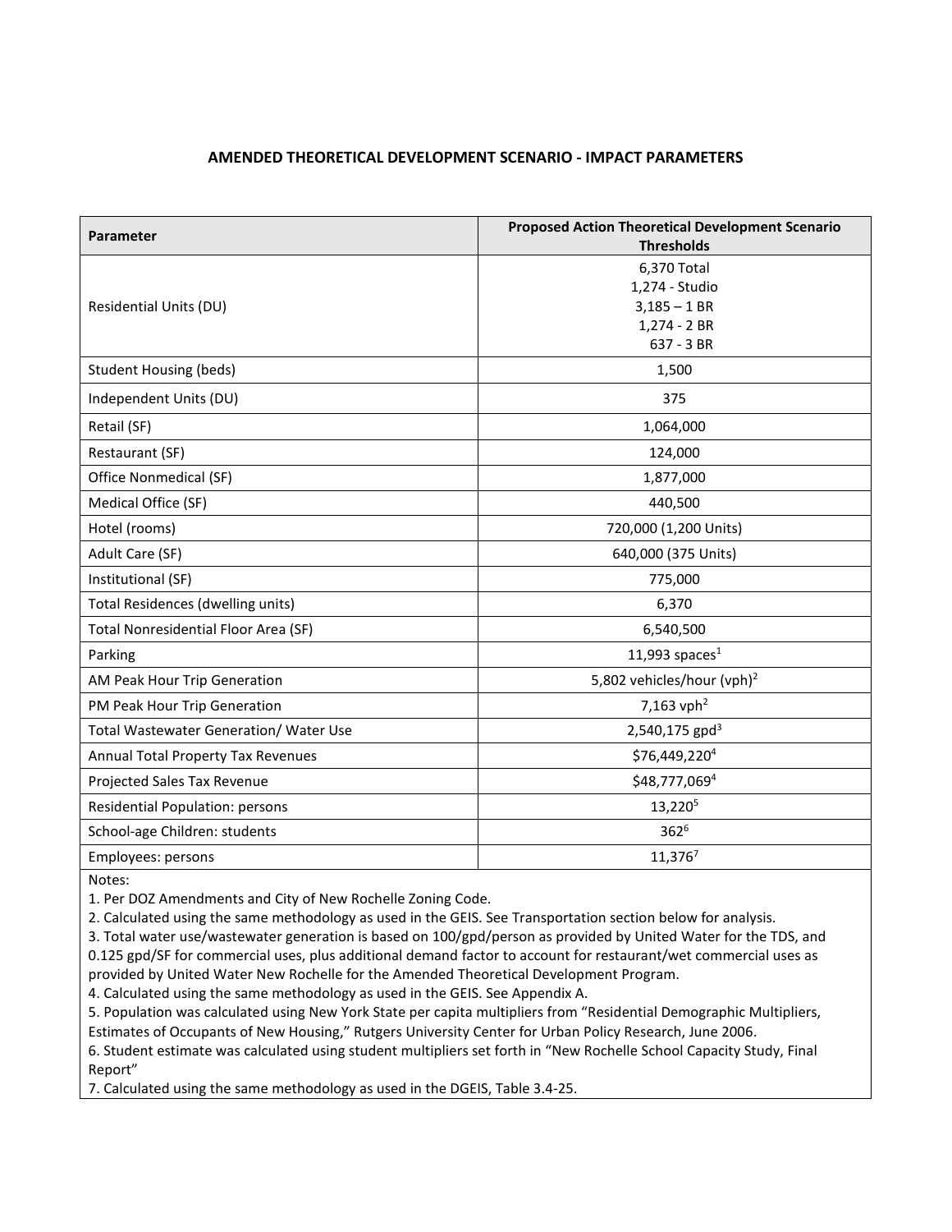## AMENDED THEORETICAL DEVELOPMENT SCENARIO - IMPACT PARAMETERS

| Parameter | Proposed Action Theoretical Development Scenario Thresholds |
|---|---|
| Residential Units (DU) | 6,370 Total<br>1,274 - Studio<br>3,185 – 1 BR<br>1,274 - 2 BR<br>637 - 3 BR |
| Student Housing (beds) | 1,500 |
| Independent Units (DU) | 375 |
| Retail (SF) | 1,064,000 |
| Restaurant (SF) | 124,000 |
| Office Nonmedical (SF) | 1,877,000 |
| Medical Office (SF) | 440,500 |
| Hotel (rooms) | 720,000 (1,200 Units) |
| Adult Care (SF) | 640,000 (375 Units) |
| Institutional (SF) | 775,000 |
| Total Residences (dwelling units) | 6,370 |
| Total Nonresidential Floor Area (SF) | 6,540,500 |
| Parking | 11,993 spaces[1] |
| AM Peak Hour Trip Generation | 5,802 vehicles/hour (vph)[2] |
| PM Peak Hour Trip Generation | 7,163 vph[2] |
| Total Wastewater Generation/ Water Use | 2,540,175 gpd[3] |
| Annual Total Property Tax Revenues | $76,449,220[4] |
| Projected Sales Tax Revenue | $48,777,069[4] |
| Residential Population: persons | 13,220[5] |
| School-age Children: students | 362[6] |
| Employees: persons | 11,376[7] |

Notes:

1. Per DOZ Amendments and City of New Rochelle Zoning Code.
2. Calculated using the same methodology as used in the GEIS. See Transportation section below for analysis.
3. Total water use/wastewater generation is based on 100/gpd/person as provided by United Water for the TDS, and 0.125 gpd/SF for commercial uses, plus additional demand factor to account for restaurant/wet commercial uses as provided by United Water New Rochelle for the Amended Theoretical Development Program.
4. Calculated using the same methodology as used in the GEIS. See Appendix A.
5. Population was calculated using New York State per capita multipliers from "Residential Demographic Multipliers, Estimates of Occupants of New Housing," Rutgers University Center for Urban Policy Research, June 2006.
6. Student estimate was calculated using student multipliers set forth in "New Rochelle School Capacity Study, Final Report"
7. Calculated using the same methodology as used in the DGEIS, Table 3.4-25.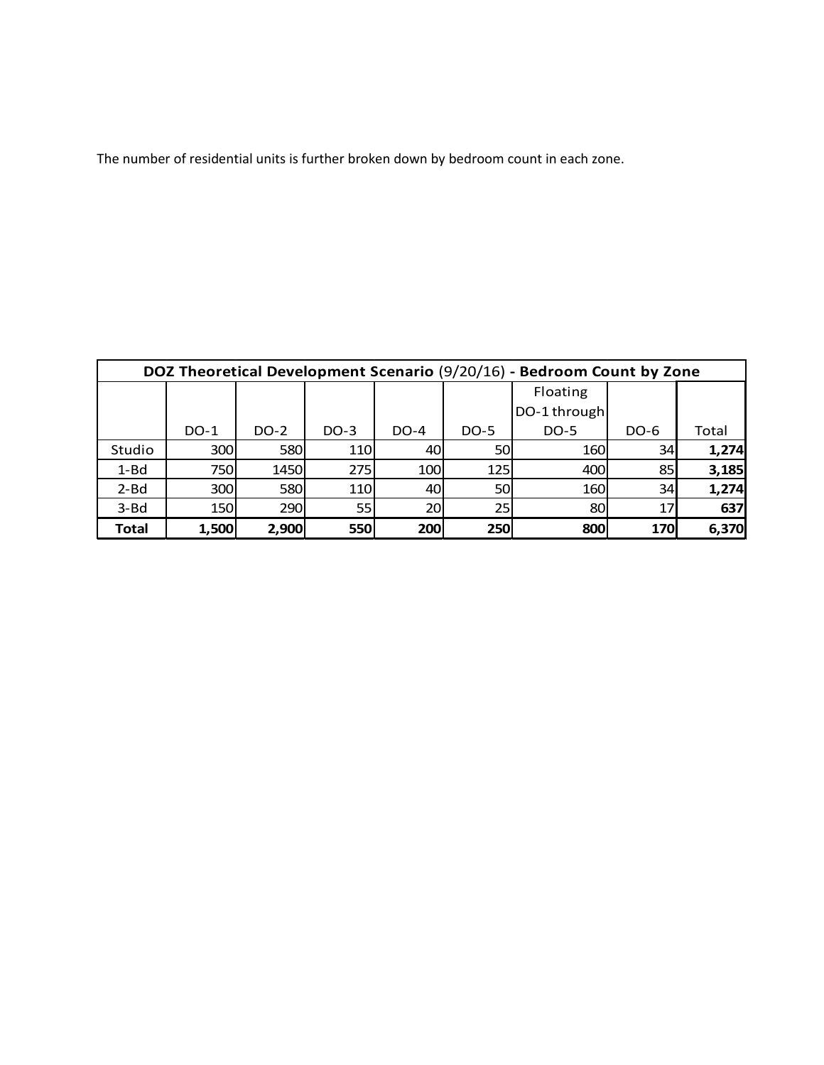The number of residential units is further broken down by bedroom count in each zone.

| **DOZ Theoretical Development Scenario** (9/20/16) **- Bedroom Count by Zone** | | | | | | | | |
|---|---|---|---|---|---|---|---|---|
| | DO-1 | DO-2 | DO-3 | DO-4 | DO-5 | Floating DO-1 through DO-5 | DO-6 | Total |
| Studio | 300 | 580 | 110 | 40 | 50 | 160 | 34 | **1,274** |
| 1-Bd | 750 | 1450 | 275 | 100 | 125 | 400 | 85 | **3,185** |
| 2-Bd | 300 | 580 | 110 | 40 | 50 | 160 | 34 | **1,274** |
| 3-Bd | 150 | 290 | 55 | 20 | 25 | 80 | 17 | **637** |
| **Total** | **1,500** | **2,900** | **550** | **200** | **250** | **800** | **170** | **6,370** |